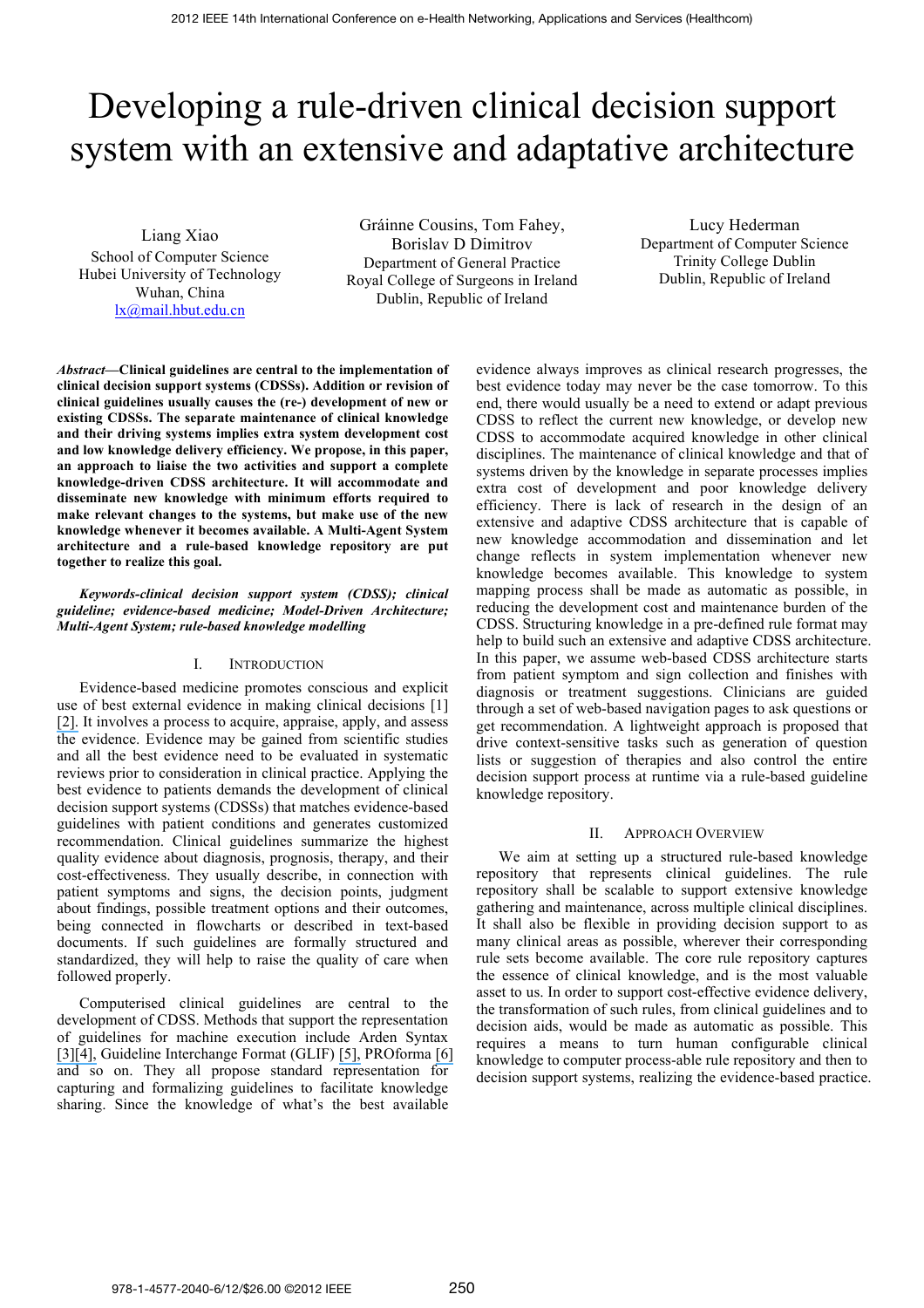# Developing a rule-driven clinical decision support system with an extensive and adaptative architecture

Liang Xiao
School of Computer Science
Hubei University of Technology
Wuhan, China
lx@mail.hbut.edu.cn

Gráinne Cousins, Tom Fahey, Borislav D Dimitrov
Department of General Practice
Royal College of Surgeons in Ireland
Dublin, Republic of Ireland

Lucy Hederman
Department of Computer Science
Trinity College Dublin
Dublin, Republic of Ireland

***Abstract*—Clinical guidelines are central to the implementation of clinical decision support systems (CDSSs). Addition or revision of clinical guidelines usually causes the (re-) development of new or existing CDSSs. The separate maintenance of clinical knowledge and their driving systems implies extra system development cost and low knowledge delivery efficiency. We propose, in this paper, an approach to liaise the two activities and support a complete knowledge-driven CDSS architecture. It will accommodate and disseminate new knowledge with minimum efforts required to make relevant changes to the systems, but make use of the new knowledge whenever it becomes available. A Multi-Agent System architecture and a rule-based knowledge repository are put together to realize this goal.**

***Keywords-clinical decision support system (CDSS); clinical guideline; evidence-based medicine; Model-Driven Architecture; Multi-Agent System; rule-based knowledge modelling***

## I. Introduction

Evidence-based medicine promotes conscious and explicit use of best external evidence in making clinical decisions [1] [2]. It involves a process to acquire, appraise, apply, and assess the evidence. Evidence may be gained from scientific studies and all the best evidence need to be evaluated in systematic reviews prior to consideration in clinical practice. Applying the best evidence to patients demands the development of clinical decision support systems (CDSSs) that matches evidence-based guidelines with patient conditions and generates customized recommendation. Clinical guidelines summarize the highest quality evidence about diagnosis, prognosis, therapy, and their cost-effectiveness. They usually describe, in connection with patient symptoms and signs, the decision points, judgment about findings, possible treatment options and their outcomes, being connected in flowcharts or described in text-based documents. If such guidelines are formally structured and standardized, they will help to raise the quality of care when followed properly.

Computerised clinical guidelines are central to the development of CDSS. Methods that support the representation of guidelines for machine execution include Arden Syntax [3][4], Guideline Interchange Format (GLIF) [5], PROforma [6] and so on. They all propose standard representation for capturing and formalizing guidelines to facilitate knowledge sharing. Since the knowledge of what's the best available evidence always improves as clinical research progresses, the best evidence today may never be the case tomorrow. To this end, there would usually be a need to extend or adapt previous CDSS to reflect the current new knowledge, or develop new CDSS to accommodate acquired knowledge in other clinical disciplines. The maintenance of clinical knowledge and that of systems driven by the knowledge in separate processes implies extra cost of development and poor knowledge delivery efficiency. There is lack of research in the design of an extensive and adaptive CDSS architecture that is capable of new knowledge accommodation and dissemination and let change reflects in system implementation whenever new knowledge becomes available. This knowledge to system mapping process shall be made as automatic as possible, in reducing the development cost and maintenance burden of the CDSS. Structuring knowledge in a pre-defined rule format may help to build such an extensive and adaptive CDSS architecture. In this paper, we assume web-based CDSS architecture starts from patient symptom and sign collection and finishes with diagnosis or treatment suggestions. Clinicians are guided through a set of web-based navigation pages to ask questions or get recommendation. A lightweight approach is proposed that drive context-sensitive tasks such as generation of question lists or suggestion of therapies and also control the entire decision support process at runtime via a rule-based guideline knowledge repository.

## II. Approach Overview

We aim at setting up a structured rule-based knowledge repository that represents clinical guidelines. The rule repository shall be scalable to support extensive knowledge gathering and maintenance, across multiple clinical disciplines. It shall also be flexible in providing decision support to as many clinical areas as possible, wherever their corresponding rule sets become available. The core rule repository captures the essence of clinical knowledge, and is the most valuable asset to us. In order to support cost-effective evidence delivery, the transformation of such rules, from clinical guidelines and to decision aids, would be made as automatic as possible. This requires a means to turn human configurable clinical knowledge to computer process-able rule repository and then to decision support systems, realizing the evidence-based practice.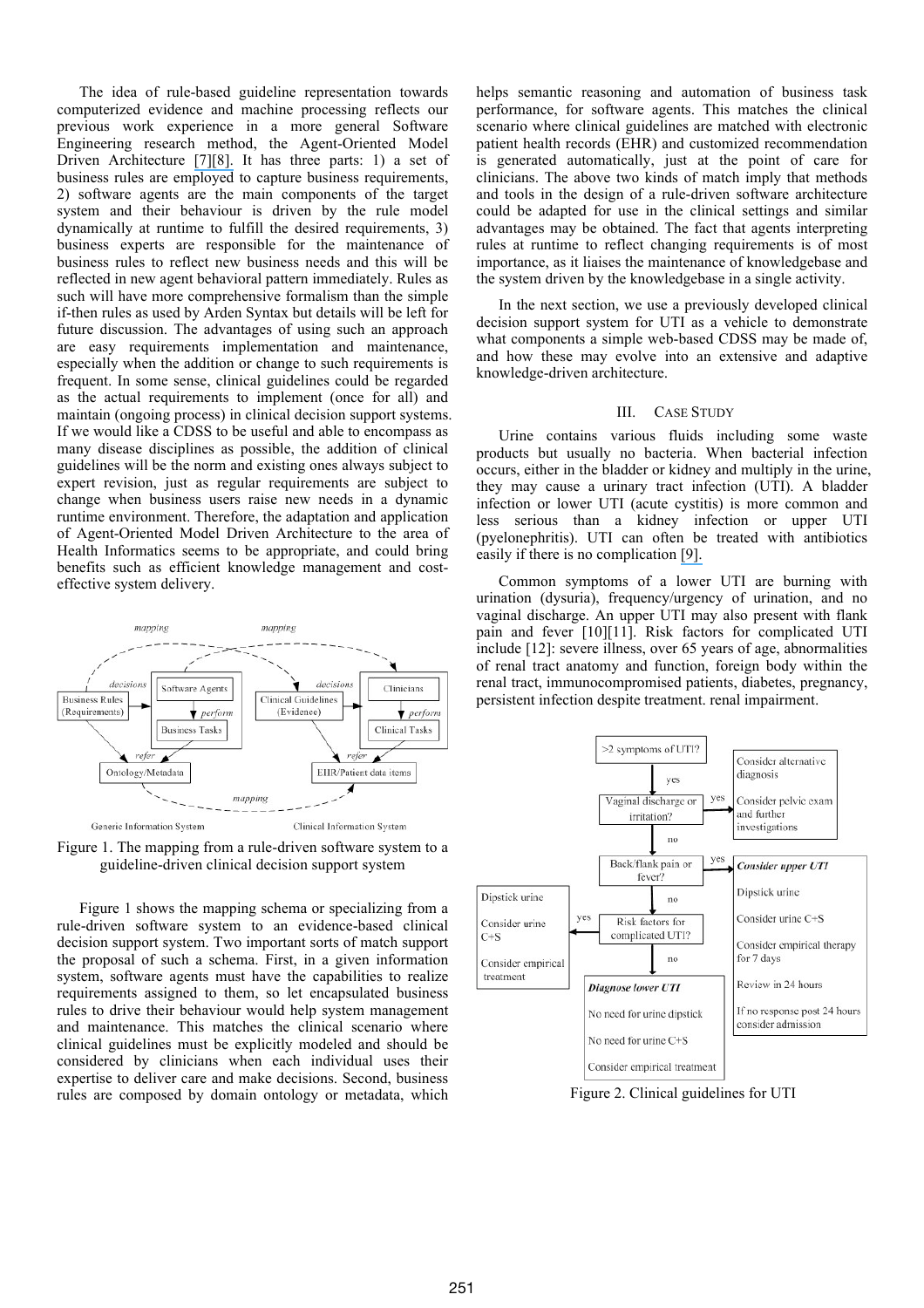The idea of rule-based guideline representation towards computerized evidence and machine processing reflects our previous work experience in a more general Software Engineering research method, the Agent-Oriented Model Driven Architecture [7][8]. It has three parts: 1) a set of business rules are employed to capture business requirements, 2) software agents are the main components of the target system and their behaviour is driven by the rule model dynamically at runtime to fulfill the desired requirements, 3) business experts are responsible for the maintenance of business rules to reflect new business needs and this will be reflected in new agent behavioral pattern immediately. Rules as such will have more comprehensive formalism than the simple if-then rules as used by Arden Syntax but details will be left for future discussion. The advantages of using such an approach are easy requirements implementation and maintenance, especially when the addition or change to such requirements is frequent. In some sense, clinical guidelines could be regarded as the actual requirements to implement (once for all) and maintain (ongoing process) in clinical decision support systems. If we would like a CDSS to be useful and able to encompass as many disease disciplines as possible, the addition of clinical guidelines will be the norm and existing ones always subject to expert revision, just as regular requirements are subject to change when business users raise new needs in a dynamic runtime environment. Therefore, the adaptation and application of Agent-Oriented Model Driven Architecture to the area of Health Informatics seems to be appropriate, and could bring benefits such as efficient knowledge management and cost-effective system delivery.

mapping
mapping
decisions
Software Agents
Business Rules (Requirements)
perform
Business Tasks
decisions
Clinical Guidelines (Evidence)
Clinicians
perform
Clinical Tasks
refer
Ontology/Metadata
refer
EHR/Patient data items
mapping
Generic Information System
Clinical Information System

Figure 1. The mapping from a rule-driven software system to a guideline-driven clinical decision support system

Figure 1 shows the mapping schema or specializing from a rule-driven software system to an evidence-based clinical decision support system. Two important sorts of match support the proposal of such a schema. First, in a given information system, software agents must have the capabilities to realize requirements assigned to them, so let encapsulated business rules to drive their behaviour would help system management and maintenance. This matches the clinical scenario where clinical guidelines must be explicitly modeled and should be considered by clinicians when each individual uses their expertise to deliver care and make decisions. Second, business rules are composed by domain ontology or metadata, which helps semantic reasoning and automation of business task performance, for software agents. This matches the clinical scenario where clinical guidelines are matched with electronic patient health records (EHR) and customized recommendation is generated automatically, just at the point of care for clinicians. The above two kinds of match imply that methods and tools in the design of a rule-driven software architecture could be adapted for use in the clinical settings and similar advantages may be obtained. The fact that agents interpreting rules at runtime to reflect changing requirements is of most importance, as it liaises the maintenance of knowledgebase and the system driven by the knowledgebase in a single activity.

In the next section, we use a previously developed clinical decision support system for UTI as a vehicle to demonstrate what components a simple web-based CDSS may be made of, and how these may evolve into an extensive and adaptive knowledge-driven architecture.

## III. CASE STUDY

Urine contains various fluids including some waste products but usually no bacteria. When bacterial infection occurs, either in the bladder or kidney and multiply in the urine, they may cause a urinary tract infection (UTI). A bladder infection or lower UTI (acute cystitis) is more common and less serious than a kidney infection or upper UTI (pyelonephritis). UTI can often be treated with antibiotics easily if there is no complication [9].

Common symptoms of a lower UTI are burning with urination (dysuria), frequency/urgency of urination, and no vaginal discharge. An upper UTI may also present with flank pain and fever [10][11]. Risk factors for complicated UTI include [12]: severe illness, over 65 years of age, abnormalities of renal tract anatomy and function, foreign body within the renal tract, immunocompromised patients, diabetes, pregnancy, persistent infection despite treatment. renal impairment.

>2 symptoms of UTI?
Consider alternative diagnosis
yes
Vaginal discharge or irritation?
yes
Consider pelvic exam and further investigations
no
Back/flank pain or fever?
yes
*Consider upper UTI*
Dipstick urine
Consider urine C+S
Consider empirical therapy for 7 days
Review in 24 hours
If no response post 24 hours consider admission
no
Risk factors for complicated UTI?
yes
Dipstick urine
Consider urine C+S
Consider empirical treatment
no
*Diagnose lower UTI*
No need for urine dipstick
No need for urine C+S
Consider empirical treatment

Figure 2. Clinical guidelines for UTI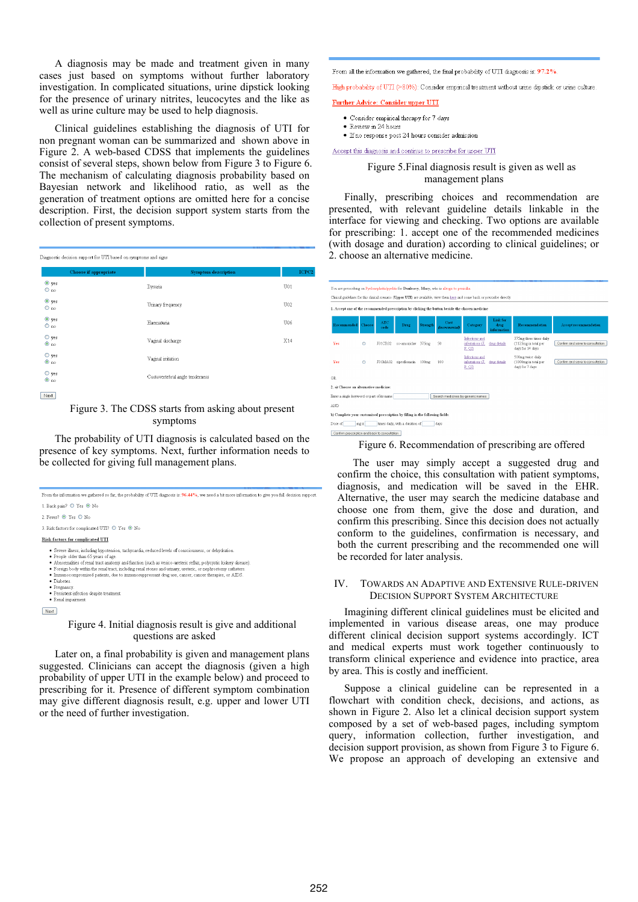A diagnosis may be made and treatment given in many cases just based on symptoms without further laboratory investigation. In complicated situations, urine dipstick looking for the presence of urinary nitrites, leucocytes and the like as well as urine culture may be used to help diagnosis.

Clinical guidelines establishing the diagnosis of UTI for non pregnant woman can be summarized and shown above in Figure 2. A web-based CDSS that implements the guidelines consist of several steps, shown below from Figure 3 to Figure 6. The mechanism of calculating diagnosis probability based on Bayesian network and likelihood ratio, as well as the generation of treatment options are omitted here for a concise description. First, the decision support system starts from the collection of present symptoms.

Diagnostic decision support for UTI based on symptoms and signs

| Choose if appropriate | Symptoms description | ICPC2 |
|---|---|---|
| ◉ yes ○ no | Dysuria | U01 |
| ◉ yes ○ no | Urinary frequency | U02 |
| ◉ yes ○ no | Haematuria | U06 |
| ○ yes ◉ no | Vaginal discharge | X14 |
| ○ yes ◉ no | Vaginal irritation | |
| ○ yes ◉ no | Costovertebral angle tenderness | |

Next

Figure 3. The CDSS starts from asking about present symptoms

The probability of UTI diagnosis is calculated based on the presence of key symptoms. Next, further information needs to be collected for giving full management plans.

From the information we gathered so far, the probability of UTI diagnosis is: 96.44%, we need a bit more information to give you full decision support

1. Back pain? ○ Yes ◉ No

2. Fever? ◉ Yes ○ No

3. Risk factors for complicated UTI? ○ Yes ◉ No

Risk factors for complicated UTI

- Severe illness, including hypotension, tachycardia, reduced levels of consciousness, or dehydration.
- People older than 65 years of age.
- Abnormalities of renal tract anatomy and function (such as vesico-ureteric reflux, polycystic kidney disease).
- Foreign body within the renal tract, including renal stones and urinary, ureteric, or nephrostomy catheters.
- Immunocompromised patients, due to immunosuppressant drug use, cancer, cancer therapies, or AIDS.
- Diabetes
- Pregnancy.
- Persistent infection despite treatment
- Renal impairment

Next

Figure 4. Initial diagnosis result is give and additional questions are asked

Later on, a final probability is given and management plans suggested. Clinicians can accept the diagnosis (given a high probability of upper UTI in the example below) and proceed to prescribing for it. Presence of different symptom combination may give different diagnosis result, e.g. upper and lower UTI or the need of further investigation.

From all the information we gathered, the final probability of UTI diagnosis is: 97.2%

High probability of UTI (>80%): Consider empirical treatment without urine dipstick or urine culture

Further Advice: Consider upper UTI

- Consider empirical therapy for 7 days
- Review in 24 hours
- If no response post 24 hours consider admission

Accept this diagnosis and continue to prescribe for upper UTI

Figure 5.Final diagnosis result is given as well as management plans

Finally, prescribing choices and recommendation are presented, with relevant guideline details linkable in the interface for viewing and checking. Two options are available for prescribing: 1. accept one of the recommended medicines (with dosage and duration) according to clinical guidelines; or 2. choose an alternative medicine.

You are prescribing on Pyelonephritis/pyelitis for Dunleavy, Mary, who is allergic to penicillin.

Clinical guidelines for this clinical scenario (Upper UTI) are available, view them here and come back to prescribe directly

1. Accept one of the recommended prescription by clicking the button beside the chosen medicine

| Recommended | Choose | ATC code | Drug | Strength | Cost (incremental) | Category | Link for drug information | Recommendation | Accept recommendation |
|---|---|---|---|---|---|---|---|---|---|
| Yes | ○ | J01CR02 | co-amoxiclav | 375mg | 50 | Infections and infestations (J, F, Q3) | drug details | 375mg three times daily (1125mg in total per day) for 14 days | Confirm and save to consultation |
| Yes | ○ | J01MA02 | ciprofloxacin | 100mg | 100 | Infections and infestations (J, F, Q3) | drug details | 500mg twice daily (1000mg in total per day) for 7 days | Confirm and save to consultation |

OR

2. a) Choose an alternative medicine:

Enter a single keyword or part of its name [ ] Search medicines by generic names

AND

b) Complete your customized prescription by filling in the following fields

Dose of [ ] mg at [ ] times daily, with a duration of [ ] days

Confirm prescription and back to consultation

Figure 6. Recommendation of prescribing are offered

The user may simply accept a suggested drug and confirm the choice, this consultation with patient symptoms, diagnosis, and medication will be saved in the EHR. Alternative, the user may search the medicine database and choose one from them, give the dose and duration, and confirm this prescribing. Since this decision does not actually conform to the guidelines, confirmation is necessary, and both the current prescribing and the recommended one will be recorded for later analysis.

## IV. Towards an Adaptive and Extensive Rule-Driven Decision Support System Architecture

Imagining different clinical guidelines must be elicited and implemented in various disease areas, one may produce different clinical decision support systems accordingly. ICT and medical experts must work together continuously to transform clinical experience and evidence into practice, area by area. This is costly and inefficient.

Suppose a clinical guideline can be represented in a flowchart with condition check, decisions, and actions, as shown in Figure 2. Also let a clinical decision support system composed by a set of web-based pages, including symptom query, information collection, further investigation, and decision support provision, as shown from Figure 3 to Figure 6. We propose an approach of developing an extensive and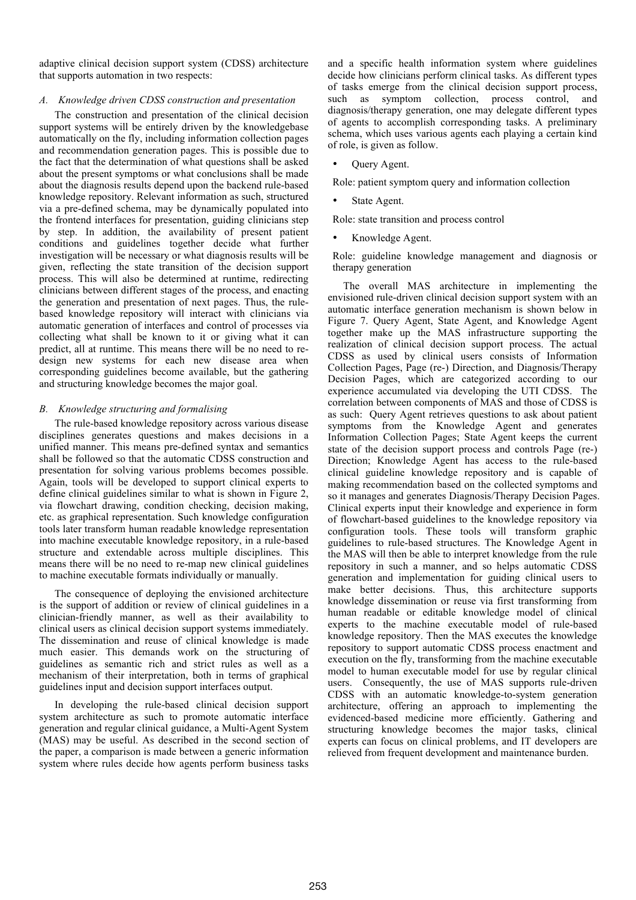adaptive clinical decision support system (CDSS) architecture that supports automation in two respects:

### *A. Knowledge driven CDSS construction and presentation*

The construction and presentation of the clinical decision support systems will be entirely driven by the knowledgebase automatically on the fly, including information collection pages and recommendation generation pages. This is possible due to the fact that the determination of what questions shall be asked about the present symptoms or what conclusions shall be made about the diagnosis results depend upon the backend rule-based knowledge repository. Relevant information as such, structured via a pre-defined schema, may be dynamically populated into the frontend interfaces for presentation, guiding clinicians step by step. In addition, the availability of present patient conditions and guidelines together decide what further investigation will be necessary or what diagnosis results will be given, reflecting the state transition of the decision support process. This will also be determined at runtime, redirecting clinicians between different stages of the process, and enacting the generation and presentation of next pages. Thus, the rule-based knowledge repository will interact with clinicians via automatic generation of interfaces and control of processes via collecting what shall be known to it or giving what it can predict, all at runtime. This means there will be no need to re-design new systems for each new disease area when corresponding guidelines become available, but the gathering and structuring knowledge becomes the major goal.

### *B. Knowledge structuring and formalising*

The rule-based knowledge repository across various disease disciplines generates questions and makes decisions in a unified manner. This means pre-defined syntax and semantics shall be followed so that the automatic CDSS construction and presentation for solving various problems becomes possible. Again, tools will be developed to support clinical experts to define clinical guidelines similar to what is shown in Figure 2, via flowchart drawing, condition checking, decision making, etc. as graphical representation. Such knowledge configuration tools later transform human readable knowledge representation into machine executable knowledge repository, in a rule-based structure and extendable across multiple disciplines. This means there will be no need to re-map new clinical guidelines to machine executable formats individually or manually.

The consequence of deploying the envisioned architecture is the support of addition or review of clinical guidelines in a clinician-friendly manner, as well as their availability to clinical users as clinical decision support systems immediately. The dissemination and reuse of clinical knowledge is made much easier. This demands work on the structuring of guidelines as semantic rich and strict rules as well as a mechanism of their interpretation, both in terms of graphical guidelines input and decision support interfaces output.

In developing the rule-based clinical decision support system architecture as such to promote automatic interface generation and regular clinical guidance, a Multi-Agent System (MAS) may be useful. As described in the second section of the paper, a comparison is made between a generic information system where rules decide how agents perform business tasks and a specific health information system where guidelines decide how clinicians perform clinical tasks. As different types of tasks emerge from the clinical decision support process, such as symptom collection, process control, and diagnosis/therapy generation, one may delegate different types of agents to accomplish corresponding tasks. A preliminary schema, which uses various agents each playing a certain kind of role, is given as follow.

- Query Agent.

Role: patient symptom query and information collection

- State Agent.

Role: state transition and process control

- Knowledge Agent.

Role: guideline knowledge management and diagnosis or therapy generation

The overall MAS architecture in implementing the envisioned rule-driven clinical decision support system with an automatic interface generation mechanism is shown below in Figure 7. Query Agent, State Agent, and Knowledge Agent together make up the MAS infrastructure supporting the realization of clinical decision support process. The actual CDSS as used by clinical users consists of Information Collection Pages, Page (re-) Direction, and Diagnosis/Therapy Decision Pages, which are categorized according to our experience accumulated via developing the UTI CDSS. The correlation between components of MAS and those of CDSS is as such: Query Agent retrieves questions to ask about patient symptoms from the Knowledge Agent and generates Information Collection Pages; State Agent keeps the current state of the decision support process and controls Page (re-) Direction; Knowledge Agent has access to the rule-based clinical guideline knowledge repository and is capable of making recommendation based on the collected symptoms and so it manages and generates Diagnosis/Therapy Decision Pages. Clinical experts input their knowledge and experience in form of flowchart-based guidelines to the knowledge repository via configuration tools. These tools will transform graphic guidelines to rule-based structures. The Knowledge Agent in the MAS will then be able to interpret knowledge from the rule repository in such a manner, and so helps automatic CDSS generation and implementation for guiding clinical users to make better decisions. Thus, this architecture supports knowledge dissemination or reuse via first transforming from human readable or editable knowledge model of clinical experts to the machine executable model of rule-based knowledge repository. Then the MAS executes the knowledge repository to support automatic CDSS process enactment and execution on the fly, transforming from the machine executable model to human executable model for use by regular clinical users. Consequently, the use of MAS supports rule-driven CDSS with an automatic knowledge-to-system generation architecture, offering an approach to implementing the evidenced-based medicine more efficiently. Gathering and structuring knowledge becomes the major tasks, clinical experts can focus on clinical problems, and IT developers are relieved from frequent development and maintenance burden.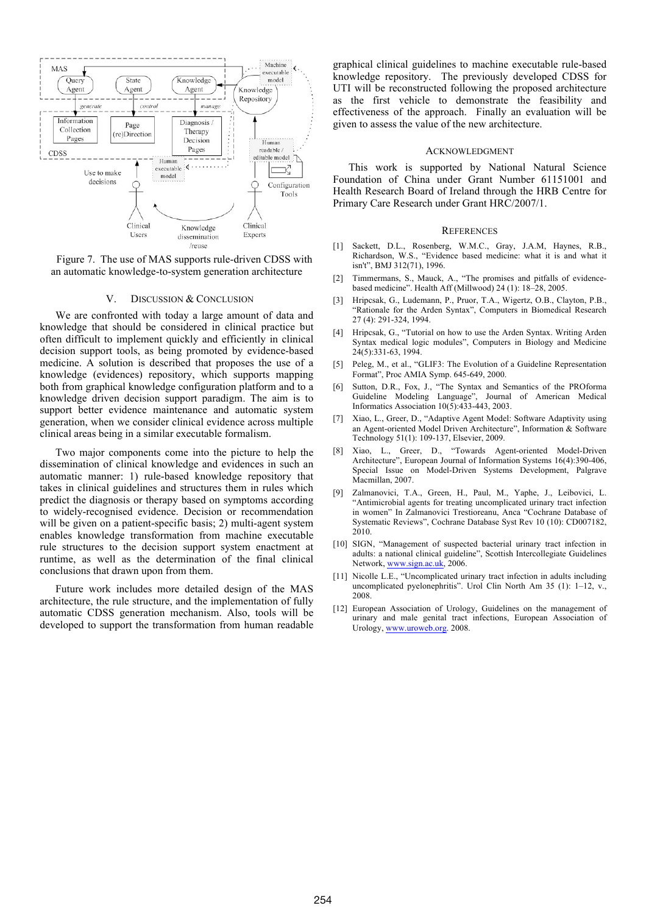MAS
Query Agent
State Agent
Knowledge Agent
Machine executable model
Knowledge Repository
generate
control
manage
Information Collection Pages
Page (re)Direction
Diagnosis / Therapy Decision Pages
CDSS
Human readable / editable model
Human executable model
Use to make decisions
Configuration Tools
Clinical Users
Knowledge dissemination /reuse
Clinical Experts

Figure 7. The use of MAS supports rule-driven CDSS with an automatic knowledge-to-system generation architecture

## V. Discussion & Conclusion

We are confronted with today a large amount of data and knowledge that should be considered in clinical practice but often difficult to implement quickly and efficiently in clinical decision support tools, as being promoted by evidence-based medicine. A solution is described that proposes the use of a knowledge (evidences) repository, which supports mapping both from graphical knowledge configuration platform and to a knowledge driven decision support paradigm. The aim is to support better evidence maintenance and automatic system generation, when we consider clinical evidence across multiple clinical areas being in a similar executable formalism.

Two major components come into the picture to help the dissemination of clinical knowledge and evidences in such an automatic manner: 1) rule-based knowledge repository that takes in clinical guidelines and structures them in rules which predict the diagnosis or therapy based on symptoms according to widely-recognised evidence. Decision or recommendation will be given on a patient-specific basis; 2) multi-agent system enables knowledge transformation from machine executable rule structures to the decision support system enactment at runtime, as well as the determination of the final clinical conclusions that drawn upon from them.

Future work includes more detailed design of the MAS architecture, the rule structure, and the implementation of fully automatic CDSS generation mechanism. Also, tools will be developed to support the transformation from human readable graphical clinical guidelines to machine executable rule-based knowledge repository. The previously developed CDSS for UTI will be reconstructed following the proposed architecture as the first vehicle to demonstrate the feasibility and effectiveness of the approach. Finally an evaluation will be given to assess the value of the new architecture.

## Acknowledgment

This work is supported by National Natural Science Foundation of China under Grant Number 61151001 and Health Research Board of Ireland through the HRB Centre for Primary Care Research under Grant HRC/2007/1.

## References

[1] Sackett, D.L., Rosenberg, W.M.C., Gray, J.A.M, Haynes, R.B., Richardson, W.S., "Evidence based medicine: what it is and what it isn't", BMJ 312(71), 1996.

[2] Timmermans, S., Mauck, A., "The promises and pitfalls of evidence-based medicine". Health Aff (Millwood) 24 (1): 18–28, 2005.

[3] Hripcsak, G., Ludemann, P., Pruor, T.A., Wigertz, O.B., Clayton, P.B., "Rationale for the Arden Syntax", Computers in Biomedical Research 27 (4): 291-324, 1994.

[4] Hripcsak, G., "Tutorial on how to use the Arden Syntax. Writing Arden Syntax medical logic modules", Computers in Biology and Medicine 24(5):331-63, 1994.

[5] Peleg, M., et al., "GLIF3: The Evolution of a Guideline Representation Format", Proc AMIA Symp. 645-649, 2000.

[6] Sutton, D.R., Fox, J., "The Syntax and Semantics of the PROforma Guideline Modeling Language", Journal of American Medical Informatics Association 10(5):433-443, 2003.

[7] Xiao, L., Greer, D., "Adaptive Agent Model: Software Adaptivity using an Agent-oriented Model Driven Architecture", Information & Software Technology 51(1): 109-137, Elsevier, 2009.

[8] Xiao, L., Greer, D., "Towards Agent-oriented Model-Driven Architecture", European Journal of Information Systems 16(4):390-406, Special Issue on Model-Driven Systems Development, Palgrave Macmillan, 2007.

[9] Zalmanovici, T.A., Green, H., Paul, M., Yaphe, J., Leibovici, L. "Antimicrobial agents for treating uncomplicated urinary tract infection in women" In Zalmanovici Trestioreanu, Anca "Cochrane Database of Systematic Reviews", Cochrane Database Syst Rev 10 (10): CD007182, 2010.

[10] SIGN, "Management of suspected bacterial urinary tract infection in adults: a national clinical guideline", Scottish Intercollegiate Guidelines Network, www.sign.ac.uk, 2006.

[11] Nicolle L.E., "Uncomplicated urinary tract infection in adults including uncomplicated pyelonephritis". Urol Clin North Am 35 (1): 1–12, v., 2008.

[12] European Association of Urology, Guidelines on the management of urinary and male genital tract infections, European Association of Urology, www.uroweb.org. 2008.